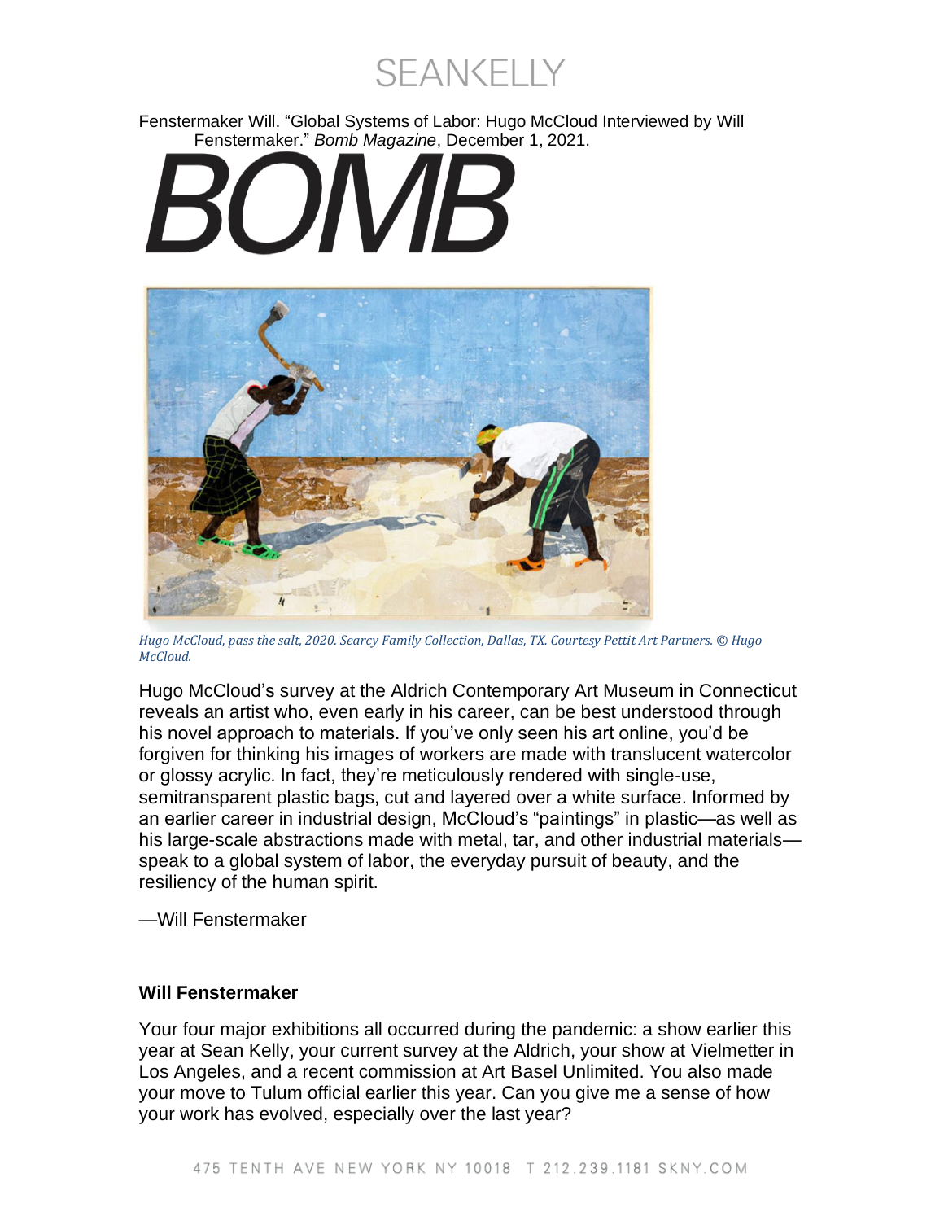Fenstermaker Will. “Global Systems of Labor: Hugo McCloud Interviewed by Will Fenstermaker.” *Bomb Magazine*, December 1, 2021.

# BOMB

*Hugo McCloud, pass the salt, 2020. Searcy Family Collection, Dallas, TX. Courtesy Pettit Art Partners. © Hugo McCloud.*

Hugo McCloud’s survey at the Aldrich Contemporary Art Museum in Connecticut reveals an artist who, even early in his career, can be best understood through his novel approach to materials. If you’ve only seen his art online, you’d be forgiven for thinking his images of workers are made with translucent watercolor or glossy acrylic. In fact, they’re meticulously rendered with single-use, semitransparent plastic bags, cut and layered over a white surface. Informed by an earlier career in industrial design, McCloud’s “paintings” in plastic—as well as his large-scale abstractions made with metal, tar, and other industrial materials—speak to a global system of labor, the everyday pursuit of beauty, and the resiliency of the human spirit.

—Will Fenstermaker

**Will Fenstermaker**

Your four major exhibitions all occurred during the pandemic: a show earlier this year at Sean Kelly, your current survey at the Aldrich, your show at Vielmetter in Los Angeles, and a recent commission at Art Basel Unlimited. You also made your move to Tulum official earlier this year. Can you give me a sense of how your work has evolved, especially over the last year?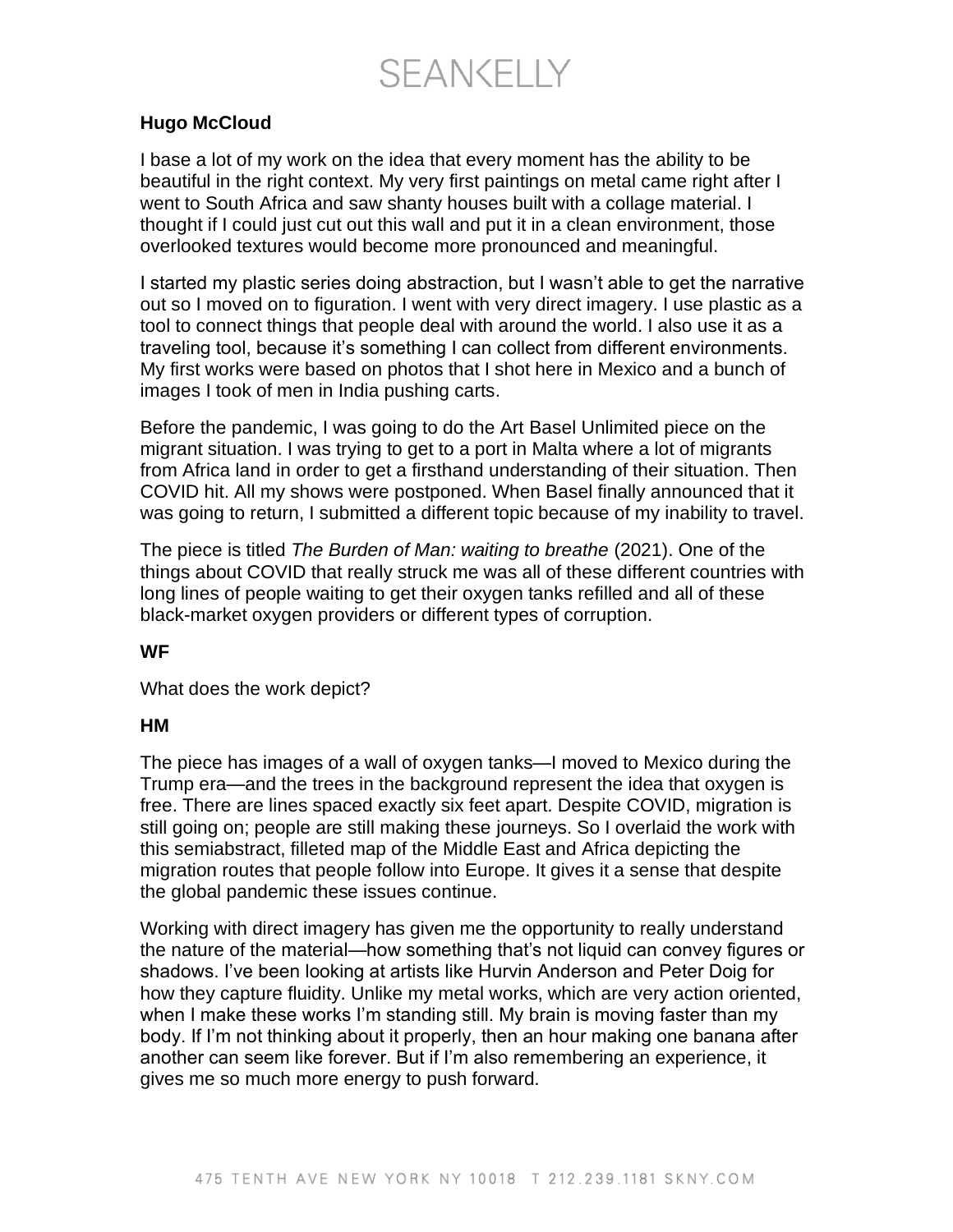**Hugo McCloud**

I base a lot of my work on the idea that every moment has the ability to be beautiful in the right context. My very first paintings on metal came right after I went to South Africa and saw shanty houses built with a collage material. I thought if I could just cut out this wall and put it in a clean environment, those overlooked textures would become more pronounced and meaningful.

I started my plastic series doing abstraction, but I wasn't able to get the narrative out so I moved on to figuration. I went with very direct imagery. I use plastic as a tool to connect things that people deal with around the world. I also use it as a traveling tool, because it's something I can collect from different environments. My first works were based on photos that I shot here in Mexico and a bunch of images I took of men in India pushing carts.

Before the pandemic, I was going to do the Art Basel Unlimited piece on the migrant situation. I was trying to get to a port in Malta where a lot of migrants from Africa land in order to get a firsthand understanding of their situation. Then COVID hit. All my shows were postponed. When Basel finally announced that it was going to return, I submitted a different topic because of my inability to travel.

The piece is titled *The Burden of Man: waiting to breathe* (2021). One of the things about COVID that really struck me was all of these different countries with long lines of people waiting to get their oxygen tanks refilled and all of these black-market oxygen providers or different types of corruption.

**WF**

What does the work depict?

**HM**

The piece has images of a wall of oxygen tanks—I moved to Mexico during the Trump era—and the trees in the background represent the idea that oxygen is free. There are lines spaced exactly six feet apart. Despite COVID, migration is still going on; people are still making these journeys. So I overlaid the work with this semiabstract, filleted map of the Middle East and Africa depicting the migration routes that people follow into Europe. It gives it a sense that despite the global pandemic these issues continue.

Working with direct imagery has given me the opportunity to really understand the nature of the material—how something that's not liquid can convey figures or shadows. I've been looking at artists like Hurvin Anderson and Peter Doig for how they capture fluidity. Unlike my metal works, which are very action oriented, when I make these works I'm standing still. My brain is moving faster than my body. If I'm not thinking about it properly, then an hour making one banana after another can seem like forever. But if I'm also remembering an experience, it gives me so much more energy to push forward.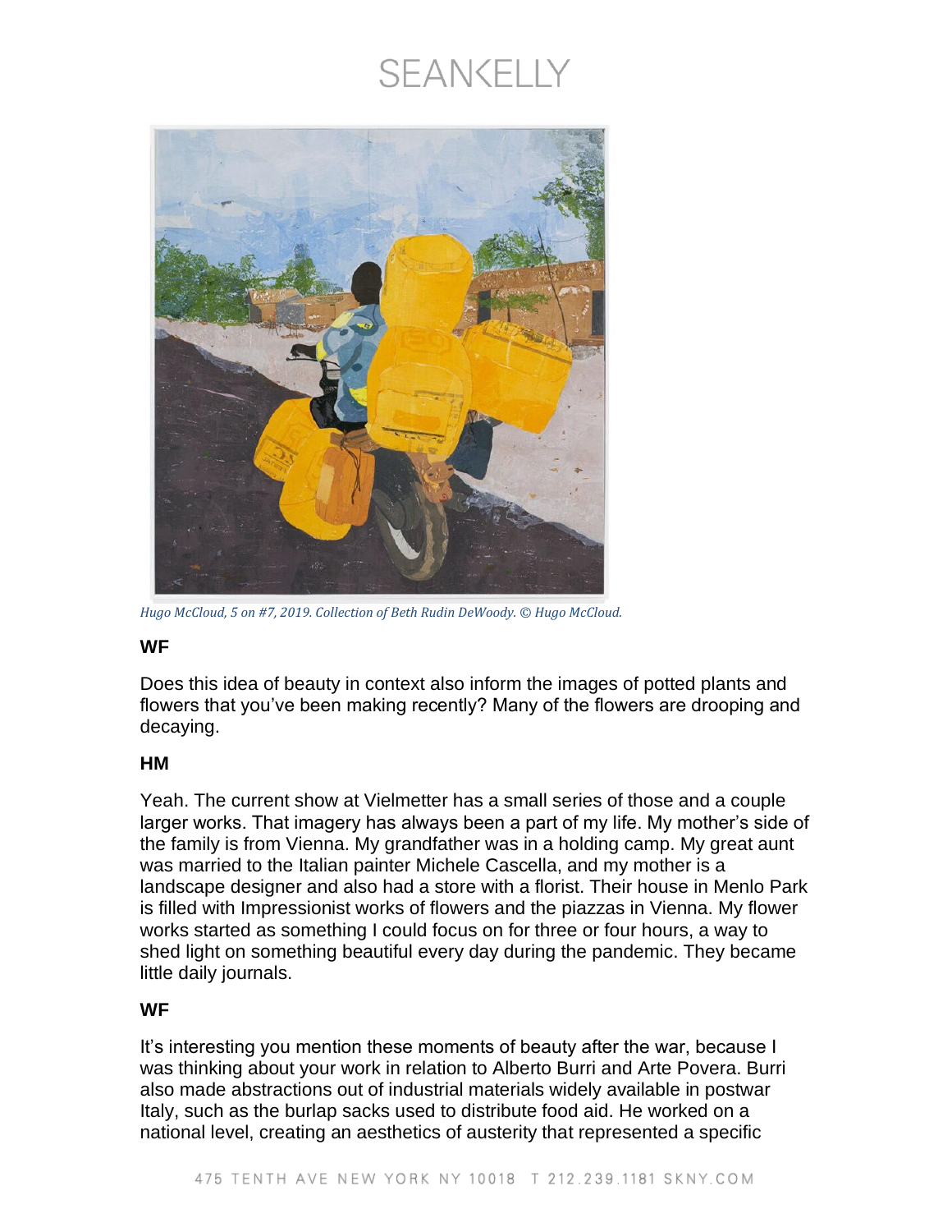*Hugo McCloud, 5 on #7, 2019. Collection of Beth Rudin DeWoody. © Hugo McCloud.*

**WF**

Does this idea of beauty in context also inform the images of potted plants and flowers that you've been making recently? Many of the flowers are drooping and decaying.

**HM**

Yeah. The current show at Vielmetter has a small series of those and a couple larger works. That imagery has always been a part of my life. My mother's side of the family is from Vienna. My grandfather was in a holding camp. My great aunt was married to the Italian painter Michele Cascella, and my mother is a landscape designer and also had a store with a florist. Their house in Menlo Park is filled with Impressionist works of flowers and the piazzas in Vienna. My flower works started as something I could focus on for three or four hours, a way to shed light on something beautiful every day during the pandemic. They became little daily journals.

**WF**

It's interesting you mention these moments of beauty after the war, because I was thinking about your work in relation to Alberto Burri and Arte Povera. Burri also made abstractions out of industrial materials widely available in postwar Italy, such as the burlap sacks used to distribute food aid. He worked on a national level, creating an aesthetics of austerity that represented a specific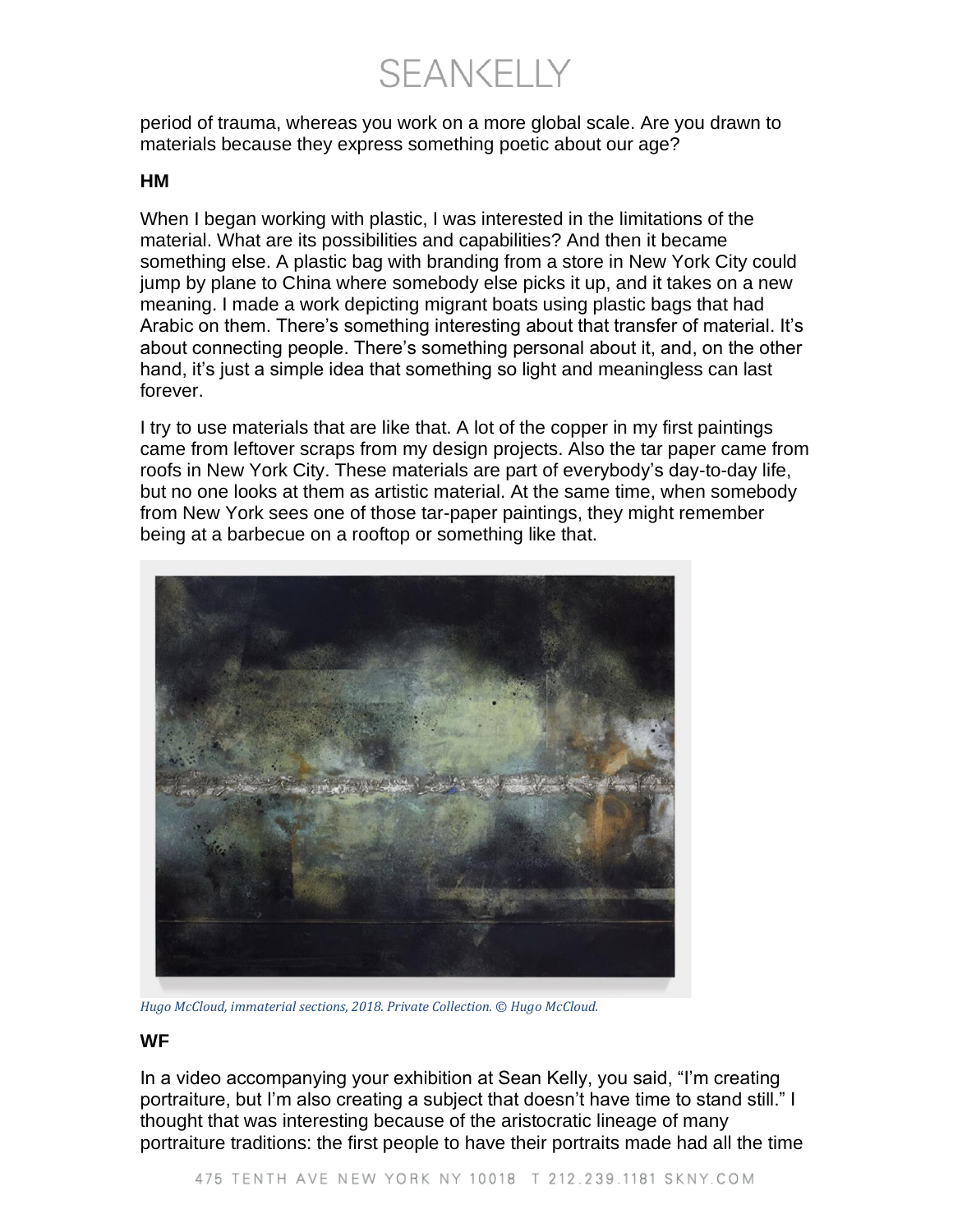period of trauma, whereas you work on a more global scale. Are you drawn to materials because they express something poetic about our age?

**HM**

When I began working with plastic, I was interested in the limitations of the material. What are its possibilities and capabilities? And then it became something else. A plastic bag with branding from a store in New York City could jump by plane to China where somebody else picks it up, and it takes on a new meaning. I made a work depicting migrant boats using plastic bags that had Arabic on them. There's something interesting about that transfer of material. It's about connecting people. There's something personal about it, and, on the other hand, it's just a simple idea that something so light and meaningless can last forever.

I try to use materials that are like that. A lot of the copper in my first paintings came from leftover scraps from my design projects. Also the tar paper came from roofs in New York City. These materials are part of everybody's day-to-day life, but no one looks at them as artistic material. At the same time, when somebody from New York sees one of those tar-paper paintings, they might remember being at a barbecue on a rooftop or something like that.

*Hugo McCloud, immaterial sections, 2018. Private Collection. © Hugo McCloud.*

**WF**

In a video accompanying your exhibition at Sean Kelly, you said, "I'm creating portraiture, but I'm also creating a subject that doesn't have time to stand still." I thought that was interesting because of the aristocratic lineage of many portraiture traditions: the first people to have their portraits made had all the time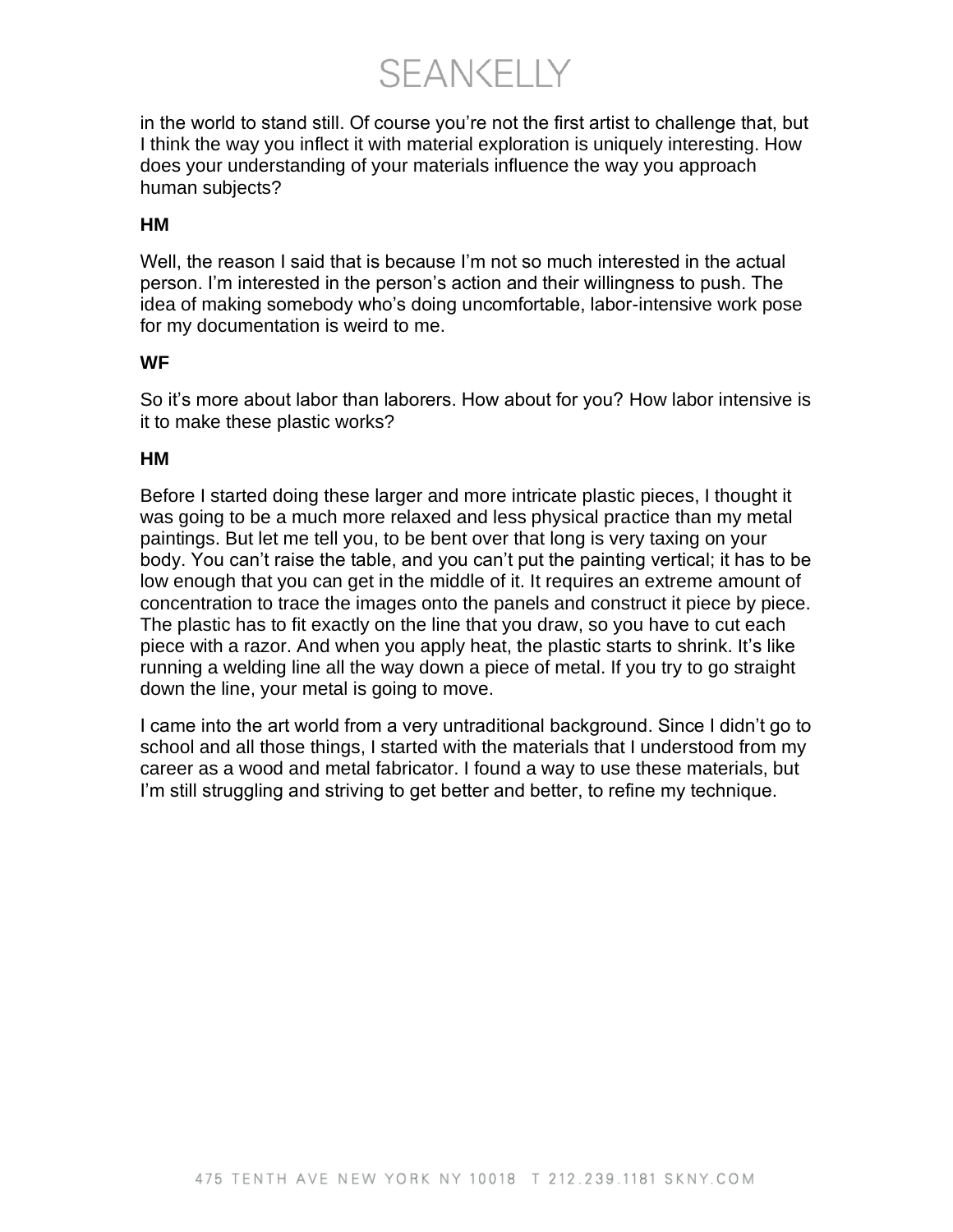in the world to stand still. Of course you're not the first artist to challenge that, but I think the way you inflect it with material exploration is uniquely interesting. How does your understanding of your materials influence the way you approach human subjects?

**HM**

Well, the reason I said that is because I'm not so much interested in the actual person. I'm interested in the person's action and their willingness to push. The idea of making somebody who's doing uncomfortable, labor-intensive work pose for my documentation is weird to me.

**WF**

So it's more about labor than laborers. How about for you? How labor intensive is it to make these plastic works?

**HM**

Before I started doing these larger and more intricate plastic pieces, I thought it was going to be a much more relaxed and less physical practice than my metal paintings. But let me tell you, to be bent over that long is very taxing on your body. You can't raise the table, and you can't put the painting vertical; it has to be low enough that you can get in the middle of it. It requires an extreme amount of concentration to trace the images onto the panels and construct it piece by piece. The plastic has to fit exactly on the line that you draw, so you have to cut each piece with a razor. And when you apply heat, the plastic starts to shrink. It's like running a welding line all the way down a piece of metal. If you try to go straight down the line, your metal is going to move.

I came into the art world from a very untraditional background. Since I didn't go to school and all those things, I started with the materials that I understood from my career as a wood and metal fabricator. I found a way to use these materials, but I'm still struggling and striving to get better and better, to refine my technique.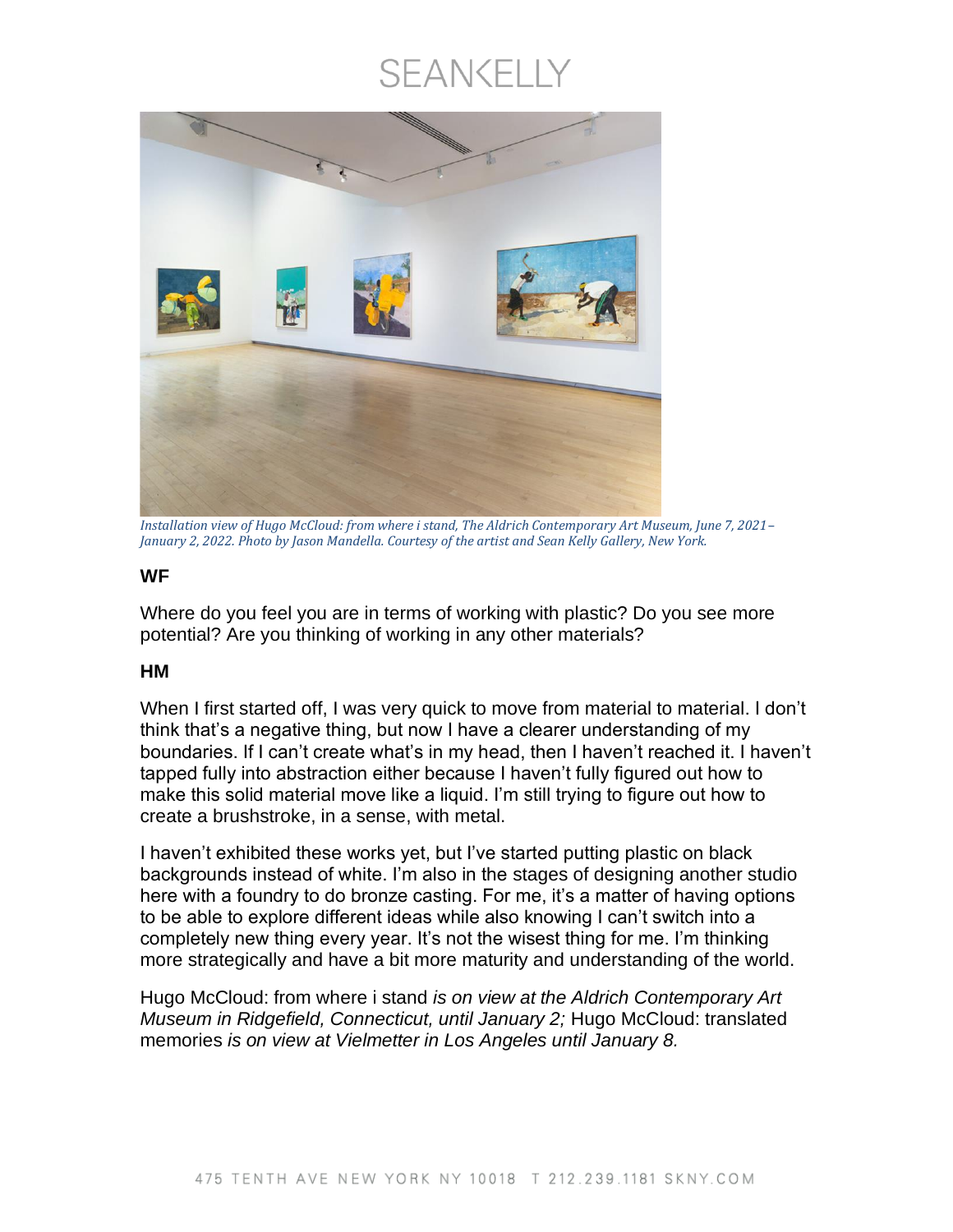*Installation view of Hugo McCloud: from where i stand, The Aldrich Contemporary Art Museum, June 7, 2021–January 2, 2022. Photo by Jason Mandella. Courtesy of the artist and Sean Kelly Gallery, New York.*

**WF**

Where do you feel you are in terms of working with plastic? Do you see more potential? Are you thinking of working in any other materials?

**HM**

When I first started off, I was very quick to move from material to material. I don't think that's a negative thing, but now I have a clearer understanding of my boundaries. If I can't create what's in my head, then I haven't reached it. I haven't tapped fully into abstraction either because I haven't fully figured out how to make this solid material move like a liquid. I'm still trying to figure out how to create a brushstroke, in a sense, with metal.

I haven't exhibited these works yet, but I've started putting plastic on black backgrounds instead of white. I'm also in the stages of designing another studio here with a foundry to do bronze casting. For me, it's a matter of having options to be able to explore different ideas while also knowing I can't switch into a completely new thing every year. It's not the wisest thing for me. I'm thinking more strategically and have a bit more maturity and understanding of the world.

Hugo McCloud: from where i stand *is on view at the Aldrich Contemporary Art Museum in Ridgefield, Connecticut, until January 2;* Hugo McCloud: translated memories *is on view at Vielmetter in Los Angeles until January 8.*